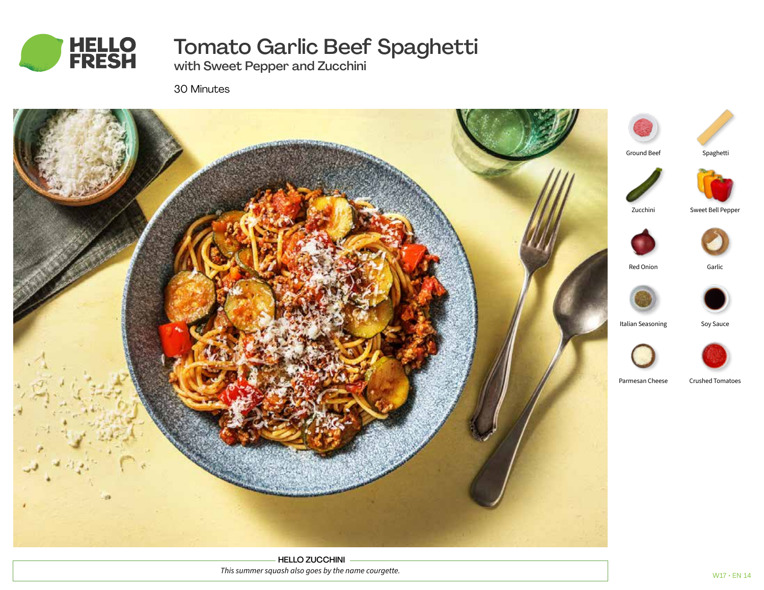# Tomato Garlic Beef Spaghetti

## with Sweet Pepper and Zucchini

30 Minutes

- Ground Beef
- Spaghetti
- Zucchini
- Sweet Bell Pepper
- Red Onion
- Garlic
- Italian Seasoning
- Soy Sauce
- Parmesan Cheese
- Crushed Tomatoes

**HELLO ZUCCHINI**

*This summer squash also goes by the name courgette.*

W17 • EN 14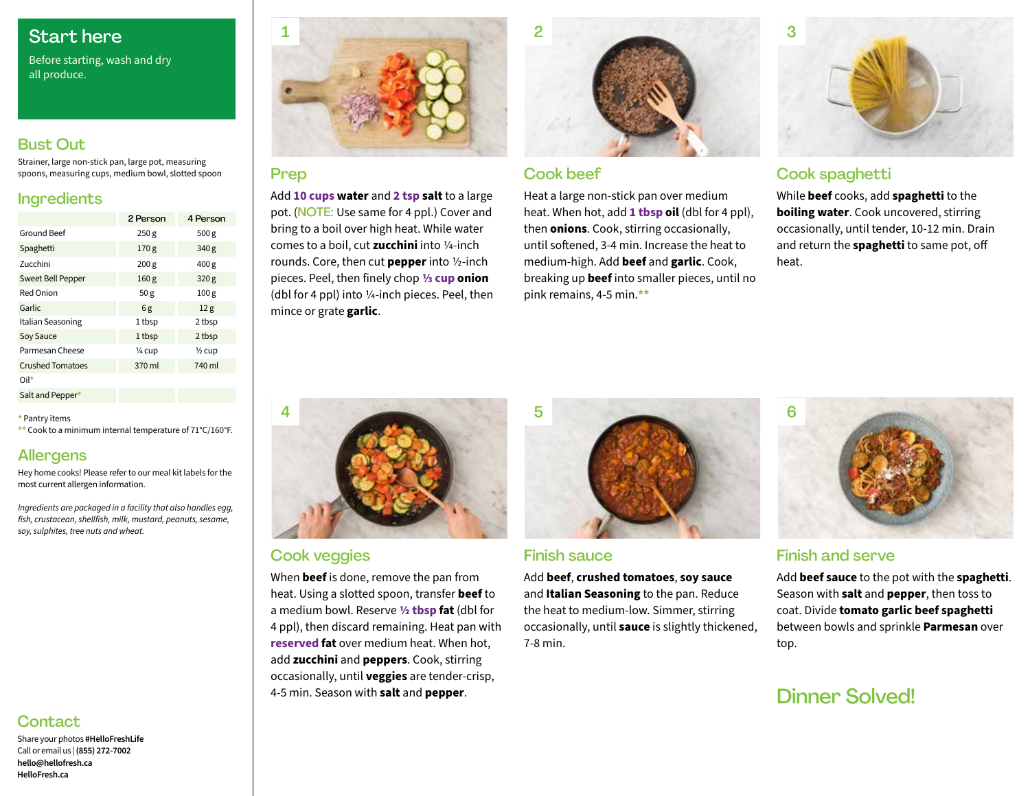## Start here

Before starting, wash and dry all produce.

## Bust Out

Strainer, large non-stick pan, large pot, measuring spoons, measuring cups, medium bowl, slotted spoon

## Ingredients

| | 2 Person | 4 Person |
|---|---|---|
| Ground Beef | 250 g | 500 g |
| Spaghetti | 170 g | 340 g |
| Zucchini | 200 g | 400 g |
| Sweet Bell Pepper | 160 g | 320 g |
| Red Onion | 50 g | 100 g |
| Garlic | 6 g | 12 g |
| Italian Seasoning | 1 tbsp | 2 tbsp |
| Soy Sauce | 1 tbsp | 2 tbsp |
| Parmesan Cheese | ¼ cup | ½ cup |
| Crushed Tomatoes | 370 ml | 740 ml |
| Oil* | | |
| Salt and Pepper* | | |

\* Pantry items

\*\* Cook to a minimum internal temperature of 71°C/160°F.

## Allergens

Hey home cooks! Please refer to our meal kit labels for the most current allergen information.

*Ingredients are packaged in a facility that also handles egg, fish, crustacean, shellfish, milk, mustard, peanuts, sesame, soy, sulphites, tree nuts and wheat.*

## 1 Prep

Add **10 cups water** and **2 tsp salt** to a large pot. (NOTE: Use same for 4 ppl.) Cover and bring to a boil over high heat. While water comes to a boil, cut **zucchini** into ¼-inch rounds. Core, then cut **pepper** into ½-inch pieces. Peel, then finely chop **⅓ cup onion** (dbl for 4 ppl) into ¼-inch pieces. Peel, then mince or grate **garlic**.

## 2 Cook beef

Heat a large non-stick pan over medium heat. When hot, add **1 tbsp oil** (dbl for 4 ppl), then **onions**. Cook, stirring occasionally, until softened, 3-4 min. Increase the heat to medium-high. Add **beef** and **garlic**. Cook, breaking up **beef** into smaller pieces, until no pink remains, 4-5 min.**

## 3 Cook spaghetti

While **beef** cooks, add **spaghetti** to the **boiling water**. Cook uncovered, stirring occasionally, until tender, 10-12 min. Drain and return the **spaghetti** to same pot, off heat.

## 4 Cook veggies

When **beef** is done, remove the pan from heat. Using a slotted spoon, transfer **beef** to a medium bowl. Reserve **½ tbsp fat** (dbl for 4 ppl), then discard remaining. Heat pan with **reserved fat** over medium heat. When hot, add **zucchini** and **peppers**. Cook, stirring occasionally, until **veggies** are tender-crisp, 4-5 min. Season with **salt** and **pepper**.

## 5 Finish sauce

Add **beef**, **crushed tomatoes**, **soy sauce** and **Italian Seasoning** to the pan. Reduce the heat to medium-low. Simmer, stirring occasionally, until **sauce** is slightly thickened, 7-8 min.

## 6 Finish and serve

Add **beef sauce** to the pot with the **spaghetti**. Season with **salt** and **pepper**, then toss to coat. Divide **tomato garlic beef spaghetti** between bowls and sprinkle **Parmesan** over top.

## Dinner Solved!

## Contact

Share your photos **#HelloFreshLife**

Call or email us | **(855) 272-7002**

**hello@hellofresh.ca**

**HelloFresh.ca**